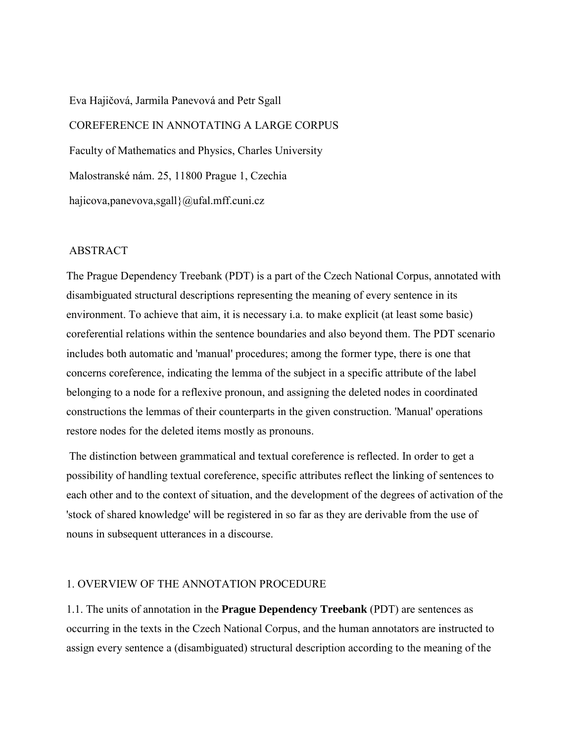Eva Hajičová, Jarmila Panevová and Petr Sgall

# COREFERENCE IN ANNOTATING A LARGE CORPUS

Faculty of Mathematics and Physics, Charles University

Malostranské nám. 25, 11800 Prague 1, Czechia

hajicova,panevova,sgall}@ufal.mff.cuni.cz

## ABSTRACT

The Prague Dependency Treebank (PDT) is a part of the Czech National Corpus, annotated with disambiguated structural descriptions representing the meaning of every sentence in its environment. To achieve that aim, it is necessary i.a. to make explicit (at least some basic) coreferential relations within the sentence boundaries and also beyond them. The PDT scenario includes both automatic and 'manual' procedures; among the former type, there is one that concerns coreference, indicating the lemma of the subject in a specific attribute of the label belonging to a node for a reflexive pronoun, and assigning the deleted nodes in coordinated constructions the lemmas of their counterparts in the given construction. 'Manual' operations restore nodes for the deleted items mostly as pronouns.

The distinction between grammatical and textual coreference is reflected. In order to get a possibility of handling textual coreference, specific attributes reflect the linking of sentences to each other and to the context of situation, and the development of the degrees of activation of the 'stock of shared knowledge' will be registered in so far as they are derivable from the use of nouns in subsequent utterances in a discourse.

## 1. OVERVIEW OF THE ANNOTATION PROCEDURE

1.1. The units of annotation in the **Prague Dependency Treebank** (PDT) are sentences as occurring in the texts in the Czech National Corpus, and the human annotators are instructed to assign every sentence a (disambiguated) structural description according to the meaning of the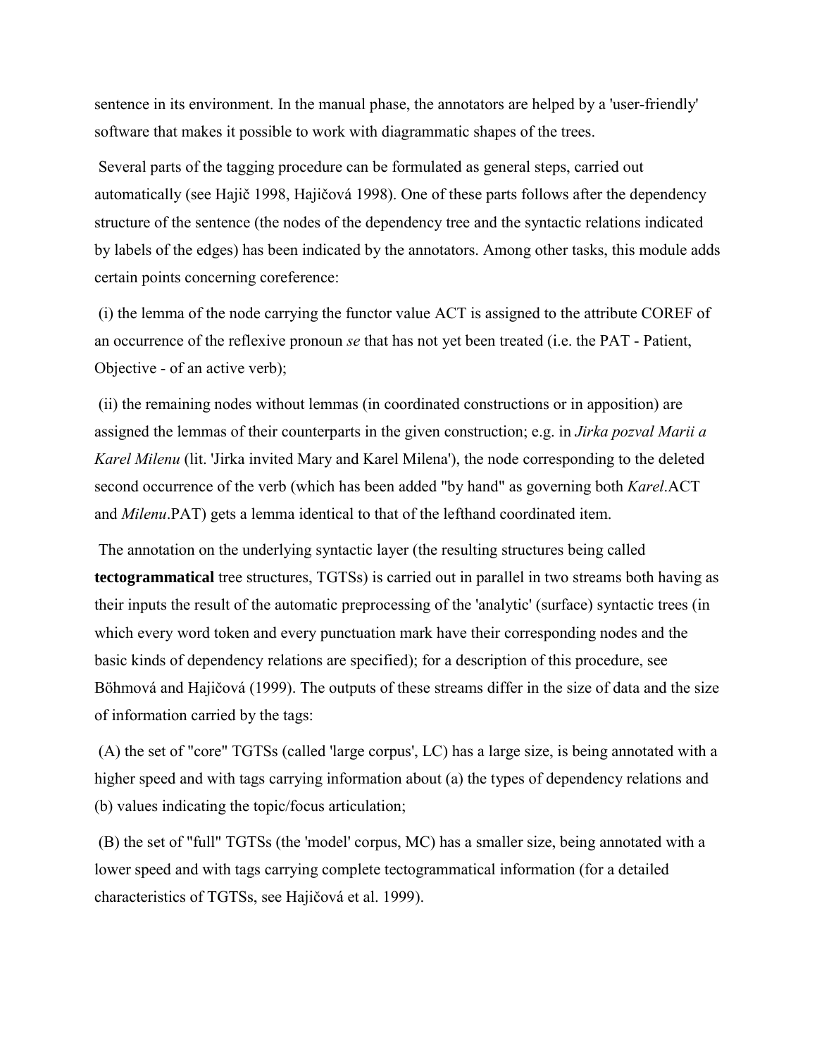sentence in its environment. In the manual phase, the annotators are helped by a 'user-friendly' software that makes it possible to work with diagrammatic shapes of the trees.

Several parts of the tagging procedure can be formulated as general steps, carried out automatically (see Hajič 1998, Hajičová 1998). One of these parts follows after the dependency structure of the sentence (the nodes of the dependency tree and the syntactic relations indicated by labels of the edges) has been indicated by the annotators. Among other tasks, this module adds certain points concerning coreference:

(i) the lemma of the node carrying the functor value ACT is assigned to the attribute COREF of an occurrence of the reflexive pronoun *se* that has not yet been treated (i.e. the PAT - Patient, Objective - of an active verb);

(ii) the remaining nodes without lemmas (in coordinated constructions or in apposition) are assigned the lemmas of their counterparts in the given construction; e.g. in *Jirka pozval Marii a Karel Milenu* (lit. 'Jirka invited Mary and Karel Milena'), the node corresponding to the deleted second occurrence of the verb (which has been added "by hand" as governing both *Karel*.ACT and *Milenu*.PAT) gets a lemma identical to that of the lefthand coordinated item.

The annotation on the underlying syntactic layer (the resulting structures being called **tectogrammatical** tree structures, TGTSs) is carried out in parallel in two streams both having as their inputs the result of the automatic preprocessing of the 'analytic' (surface) syntactic trees (in which every word token and every punctuation mark have their corresponding nodes and the basic kinds of dependency relations are specified); for a description of this procedure, see Böhmová and Hajičová (1999). The outputs of these streams differ in the size of data and the size of information carried by the tags:

(A) the set of "core" TGTSs (called 'large corpus', LC) has a large size, is being annotated with a higher speed and with tags carrying information about (a) the types of dependency relations and (b) values indicating the topic/focus articulation;

(B) the set of "full" TGTSs (the 'model' corpus, MC) has a smaller size, being annotated with a lower speed and with tags carrying complete tectogrammatical information (for a detailed characteristics of TGTSs, see Hajičová et al. 1999).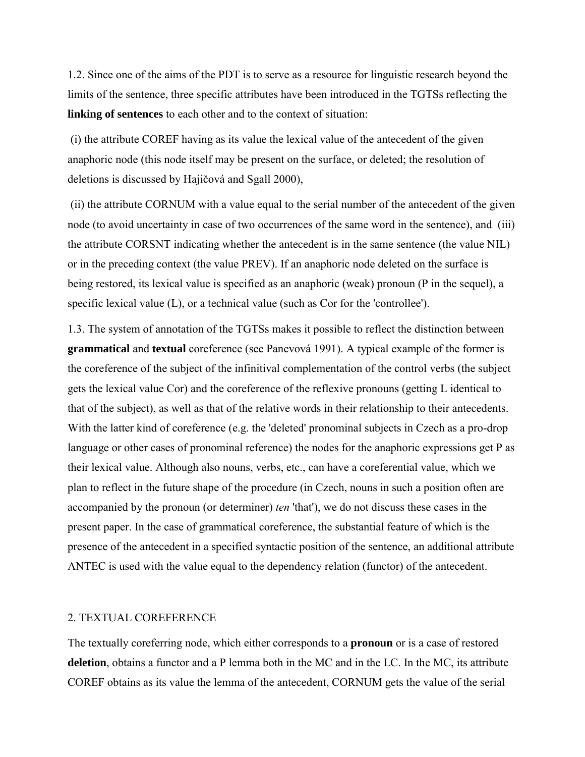1.2. Since one of the aims of the PDT is to serve as a resource for linguistic research beyond the limits of the sentence, three specific attributes have been introduced in the TGTSs reflecting the **linking of sentences** to each other and to the context of situation:

(i) the attribute COREF having as its value the lexical value of the antecedent of the given anaphoric node (this node itself may be present on the surface, or deleted; the resolution of deletions is discussed by Hajičová and Sgall 2000),

(ii) the attribute CORNUM with a value equal to the serial number of the antecedent of the given node (to avoid uncertainty in case of two occurrences of the same word in the sentence), and (iii) the attribute CORSNT indicating whether the antecedent is in the same sentence (the value NIL) or in the preceding context (the value PREV). If an anaphoric node deleted on the surface is being restored, its lexical value is specified as an anaphoric (weak) pronoun (P in the sequel), a specific lexical value (L), or a technical value (such as Cor for the 'controllee').

1.3. The system of annotation of the TGTSs makes it possible to reflect the distinction between **grammatical** and **textual** coreference (see Panevová 1991). A typical example of the former is the coreference of the subject of the infinitival complementation of the control verbs (the subject gets the lexical value Cor) and the coreference of the reflexive pronouns (getting L identical to that of the subject), as well as that of the relative words in their relationship to their antecedents. With the latter kind of coreference (e.g. the 'deleted' pronominal subjects in Czech as a pro-drop language or other cases of pronominal reference) the nodes for the anaphoric expressions get P as their lexical value. Although also nouns, verbs, etc., can have a coreferential value, which we plan to reflect in the future shape of the procedure (in Czech, nouns in such a position often are accompanied by the pronoun (or determiner) *ten* 'that'), we do not discuss these cases in the present paper. In the case of grammatical coreference, the substantial feature of which is the presence of the antecedent in a specified syntactic position of the sentence, an additional attribute ANTEC is used with the value equal to the dependency relation (functor) of the antecedent.

## 2. TEXTUAL COREFERENCE

The textually coreferring node, which either corresponds to a **pronoun** or is a case of restored **deletion**, obtains a functor and a P lemma both in the MC and in the LC. In the MC, its attribute COREF obtains as its value the lemma of the antecedent, CORNUM gets the value of the serial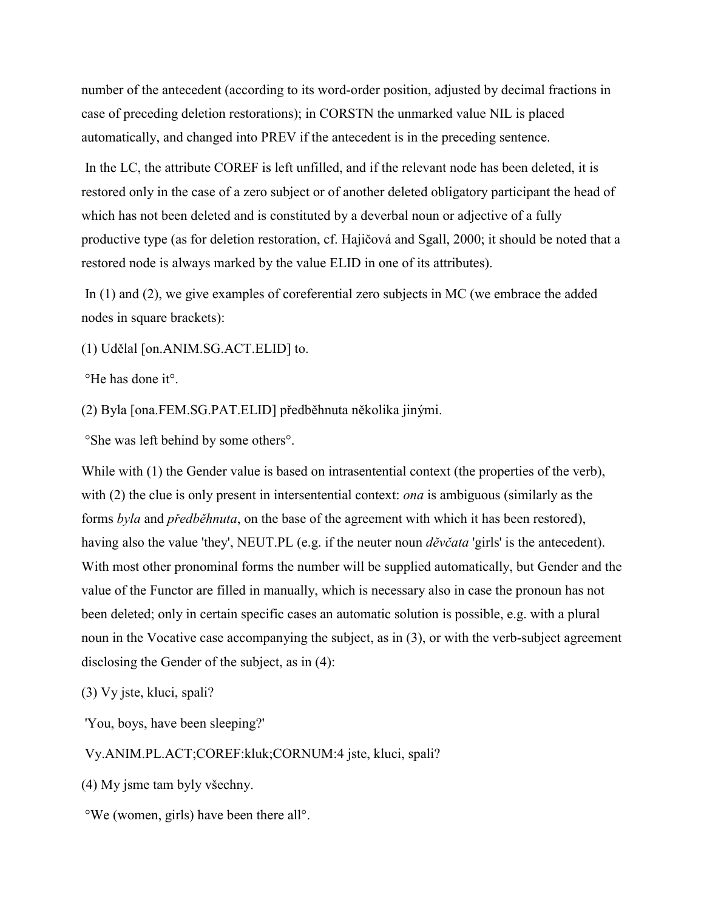number of the antecedent (according to its word-order position, adjusted by decimal fractions in case of preceding deletion restorations); in CORSTN the unmarked value NIL is placed automatically, and changed into PREV if the antecedent is in the preceding sentence.

In the LC, the attribute COREF is left unfilled, and if the relevant node has been deleted, it is restored only in the case of a zero subject or of another deleted obligatory participant the head of which has not been deleted and is constituted by a deverbal noun or adjective of a fully productive type (as for deletion restoration, cf. Hajičová and Sgall, 2000; it should be noted that a restored node is always marked by the value ELID in one of its attributes).

In (1) and (2), we give examples of coreferential zero subjects in MC (we embrace the added nodes in square brackets):

(1) Udělal [on.ANIM.SG.ACT.ELID] to.

°He has done it°.

(2) Byla [ona.FEM.SG.PAT.ELID] předběhnuta několika jinými.

°She was left behind by some others°.

While with (1) the Gender value is based on intrasentential context (the properties of the verb), with (2) the clue is only present in intersentential context: *ona* is ambiguous (similarly as the forms *byla* and *předběhnuta*, on the base of the agreement with which it has been restored), having also the value 'they', NEUT.PL (e.g. if the neuter noun *děvčata* 'girls' is the antecedent). With most other pronominal forms the number will be supplied automatically, but Gender and the value of the Functor are filled in manually, which is necessary also in case the pronoun has not been deleted; only in certain specific cases an automatic solution is possible, e.g. with a plural noun in the Vocative case accompanying the subject, as in (3), or with the verb-subject agreement disclosing the Gender of the subject, as in (4):

(3) Vy jste, kluci, spali?

'You, boys, have been sleeping?'

Vy.ANIM.PL.ACT;COREF:kluk;CORNUM:4 jste, kluci, spali?

(4) My jsme tam byly všechny.

°We (women, girls) have been there all°.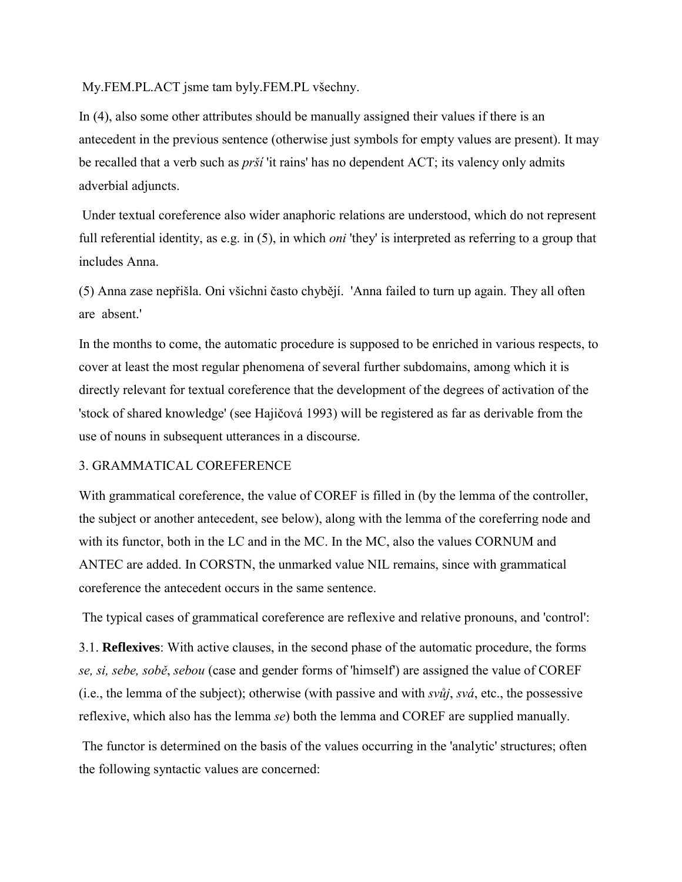My.FEM.PL.ACT jsme tam byly.FEM.PL všechny.

In (4), also some other attributes should be manually assigned their values if there is an antecedent in the previous sentence (otherwise just symbols for empty values are present). It may be recalled that a verb such as *prší* 'it rains' has no dependent ACT; its valency only admits adverbial adjuncts.

Under textual coreference also wider anaphoric relations are understood, which do not represent full referential identity, as e.g. in (5), in which *oni* 'they' is interpreted as referring to a group that includes Anna.

(5) Anna zase nepřišla. Oni všichni často chybějí. 'Anna failed to turn up again. They all often are absent.'

In the months to come, the automatic procedure is supposed to be enriched in various respects, to cover at least the most regular phenomena of several further subdomains, among which it is directly relevant for textual coreference that the development of the degrees of activation of the 'stock of shared knowledge' (see Hajičová 1993) will be registered as far as derivable from the use of nouns in subsequent utterances in a discourse.

## 3. GRAMMATICAL COREFERENCE

With grammatical coreference, the value of COREF is filled in (by the lemma of the controller, the subject or another antecedent, see below), along with the lemma of the coreferring node and with its functor, both in the LC and in the MC. In the MC, also the values CORNUM and ANTEC are added. In CORSTN, the unmarked value NIL remains, since with grammatical coreference the antecedent occurs in the same sentence.

The typical cases of grammatical coreference are reflexive and relative pronouns, and 'control':

3.1. **Reflexives**: With active clauses, in the second phase of the automatic procedure, the forms *se, si, sebe, sobě*, *sebou* (case and gender forms of 'himself') are assigned the value of COREF (i.e., the lemma of the subject); otherwise (with passive and with *svůj*, *svá*, etc., the possessive reflexive, which also has the lemma *se*) both the lemma and COREF are supplied manually.

The functor is determined on the basis of the values occurring in the 'analytic' structures; often the following syntactic values are concerned: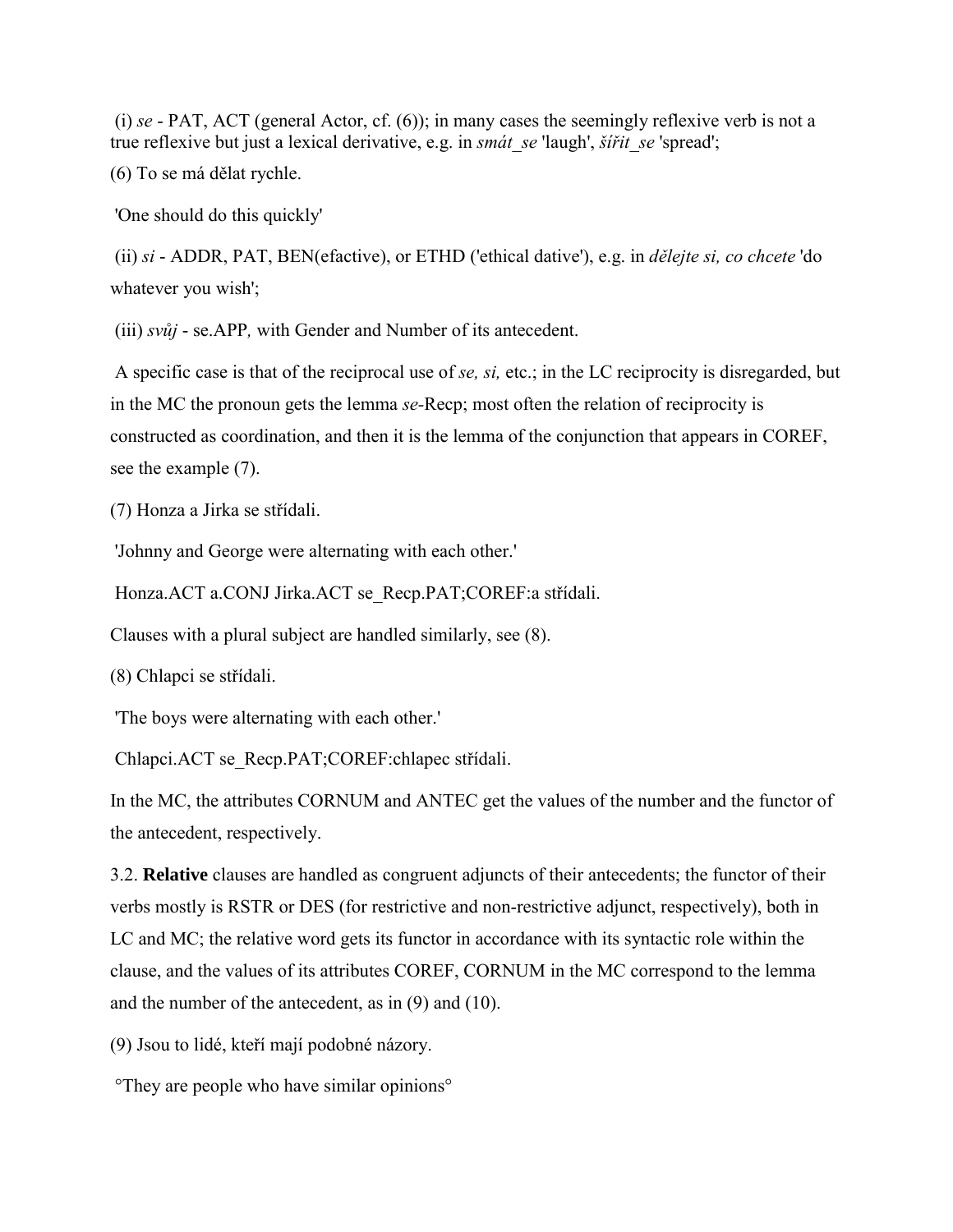(i) *se* - PAT, ACT (general Actor, cf. (6)); in many cases the seemingly reflexive verb is not a true reflexive but just a lexical derivative, e.g. in *smát_se* 'laugh', *šířit_se* 'spread';

(6) To se má dělat rychle.

'One should do this quickly'

(ii) *si* - ADDR, PAT, BEN(efactive), or ETHD ('ethical dative'), e.g. in *dělejte si, co chcete* 'do whatever you wish';

(iii) *svůj* - se.APP*,* with Gender and Number of its antecedent.

A specific case is that of the reciprocal use of *se, si,* etc.; in the LC reciprocity is disregarded, but in the MC the pronoun gets the lemma *se*-Recp; most often the relation of reciprocity is constructed as coordination, and then it is the lemma of the conjunction that appears in COREF, see the example (7).

(7) Honza a Jirka se střídali.

'Johnny and George were alternating with each other.'

Honza.ACT a.CONJ Jirka.ACT se_Recp.PAT;COREF:a střídali.

Clauses with a plural subject are handled similarly, see (8).

(8) Chlapci se střídali.

'The boys were alternating with each other.'

Chlapci.ACT se_Recp.PAT;COREF:chlapec střídali.

In the MC, the attributes CORNUM and ANTEC get the values of the number and the functor of the antecedent, respectively.

3.2. **Relative** clauses are handled as congruent adjuncts of their antecedents; the functor of their verbs mostly is RSTR or DES (for restrictive and non-restrictive adjunct, respectively), both in LC and MC; the relative word gets its functor in accordance with its syntactic role within the clause, and the values of its attributes COREF, CORNUM in the MC correspond to the lemma and the number of the antecedent, as in (9) and (10).

(9) Jsou to lidé, kteří mají podobné názory.

°They are people who have similar opinions°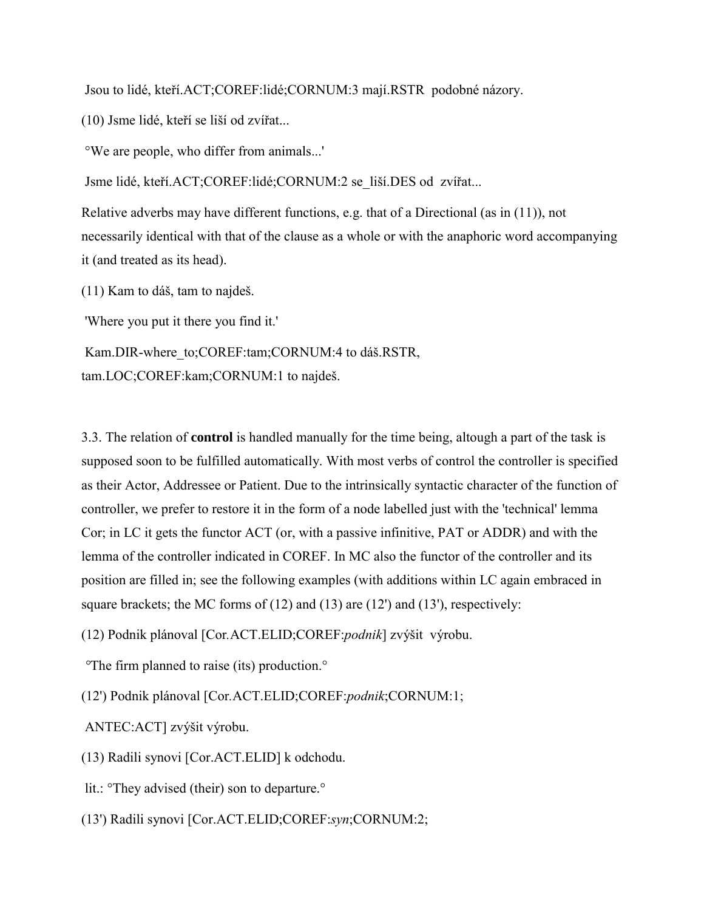Jsou to lidé, kteří.ACT;COREF:lidé;CORNUM:3 mají.RSTR  podobné názory.

(10) Jsme lidé, kteří se liší od zvířat...

°We are people, who differ from animals...'

Jsme lidé, kteří.ACT;COREF:lidé;CORNUM:2 se_liší.DES od  zvířat...

Relative adverbs may have different functions, e.g. that of a Directional (as in (11)), not necessarily identical with that of the clause as a whole or with the anaphoric word accompanying it (and treated as its head).

(11) Kam to dáš, tam to najdeš.

'Where you put it there you find it.'

Kam.DIR-where_to;COREF:tam;CORNUM:4 to dáš.RSTR, tam.LOC;COREF:kam;CORNUM:1 to najdeš.

3.3. The relation of **control** is handled manually for the time being, altough a part of the task is supposed soon to be fulfilled automatically. With most verbs of control the controller is specified as their Actor, Addressee or Patient. Due to the intrinsically syntactic character of the function of controller, we prefer to restore it in the form of a node labelled just with the 'technical' lemma Cor; in LC it gets the functor ACT (or, with a passive infinitive, PAT or ADDR) and with the lemma of the controller indicated in COREF. In MC also the functor of the controller and its position are filled in; see the following examples (with additions within LC again embraced in square brackets; the MC forms of (12) and (13) are (12') and (13'), respectively:

(12) Podnik plánoval [Cor.ACT.ELID;COREF:*podnik*] zvýšit  výrobu.

°The firm planned to raise (its) production.°

(12') Podnik plánoval [Cor.ACT.ELID;COREF:*podnik*;CORNUM:1; ANTEC:ACT] zvýšit výrobu.

(13) Radili synovi [Cor.ACT.ELID] k odchodu.

lit.: °They advised (their) son to departure.°

(13') Radili synovi [Cor.ACT.ELID;COREF:*syn*;CORNUM:2;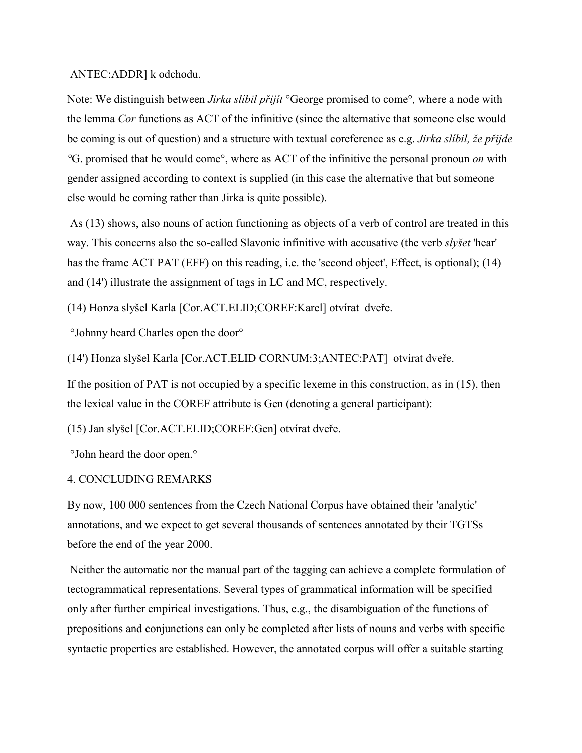ANTEC:ADDR] k odchodu.

Note: We distinguish between *Jirka slíbil přijít* °George promised to come°*,* where a node with the lemma *Cor* functions as ACT of the infinitive (since the alternative that someone else would be coming is out of question) and a structure with textual coreference as e.g. *Jirka slíbil, že přijde* °G. promised that he would come°, where as ACT of the infinitive the personal pronoun *on* with gender assigned according to context is supplied (in this case the alternative that but someone else would be coming rather than Jirka is quite possible).

As (13) shows, also nouns of action functioning as objects of a verb of control are treated in this way. This concerns also the so-called Slavonic infinitive with accusative (the verb *slyšet* 'hear' has the frame ACT PAT (EFF) on this reading, i.e. the 'second object', Effect, is optional); (14) and (14') illustrate the assignment of tags in LC and MC, respectively.

(14) Honza slyšel Karla [Cor.ACT.ELID;COREF:Karel] otvírat dveře.

°Johnny heard Charles open the door°

(14') Honza slyšel Karla [Cor.ACT.ELID CORNUM:3;ANTEC:PAT] otvírat dveře.

If the position of PAT is not occupied by a specific lexeme in this construction, as in (15), then the lexical value in the COREF attribute is Gen (denoting a general participant):

(15) Jan slyšel [Cor.ACT.ELID;COREF:Gen] otvírat dveře.

°John heard the door open.°

## 4. CONCLUDING REMARKS

By now, 100 000 sentences from the Czech National Corpus have obtained their 'analytic' annotations, and we expect to get several thousands of sentences annotated by their TGTSs before the end of the year 2000.

Neither the automatic nor the manual part of the tagging can achieve a complete formulation of tectogrammatical representations. Several types of grammatical information will be specified only after further empirical investigations. Thus, e.g., the disambiguation of the functions of prepositions and conjunctions can only be completed after lists of nouns and verbs with specific syntactic properties are established. However, the annotated corpus will offer a suitable starting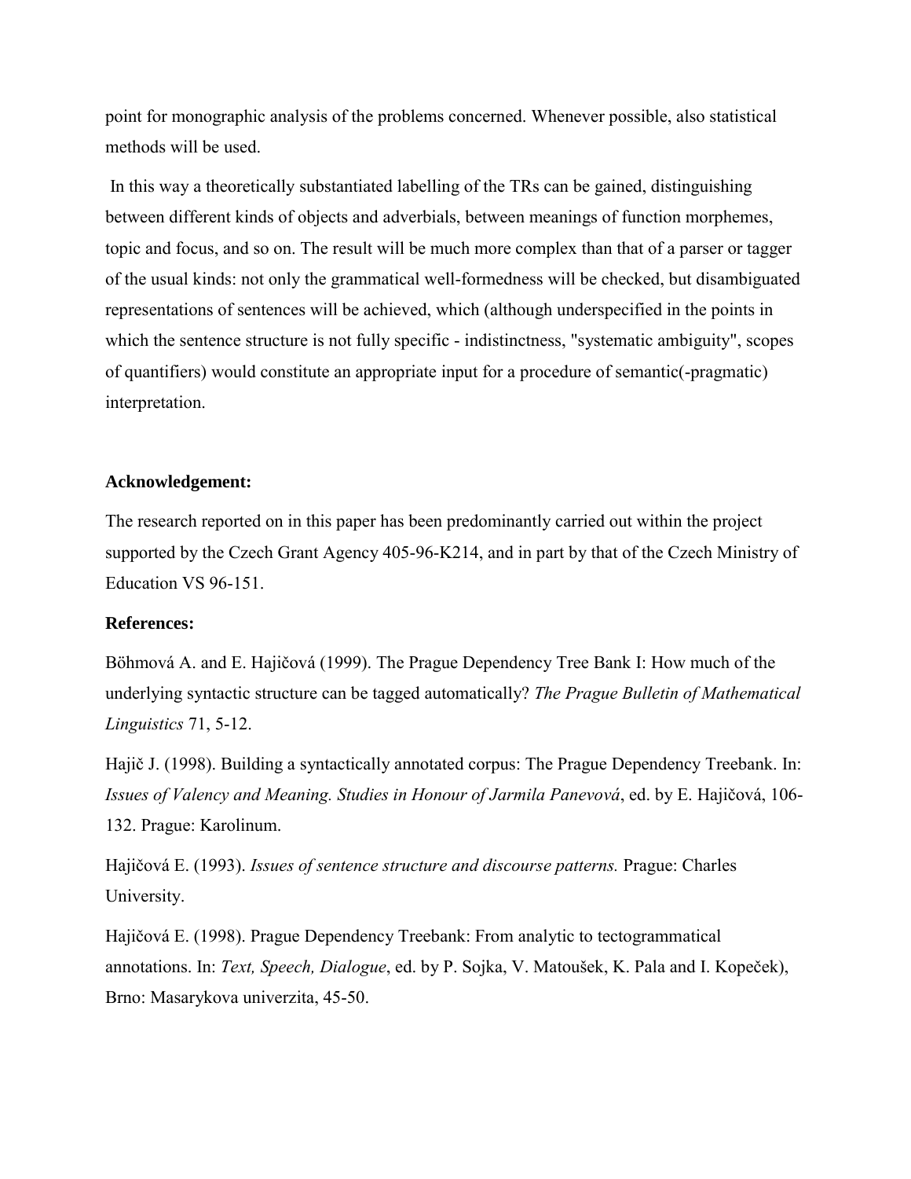point for monographic analysis of the problems concerned. Whenever possible, also statistical methods will be used.

In this way a theoretically substantiated labelling of the TRs can be gained, distinguishing between different kinds of objects and adverbials, between meanings of function morphemes, topic and focus, and so on. The result will be much more complex than that of a parser or tagger of the usual kinds: not only the grammatical well-formedness will be checked, but disambiguated representations of sentences will be achieved, which (although underspecified in the points in which the sentence structure is not fully specific - indistinctness, "systematic ambiguity", scopes of quantifiers) would constitute an appropriate input for a procedure of semantic(-pragmatic) interpretation.

**Acknowledgement:**

The research reported on in this paper has been predominantly carried out within the project supported by the Czech Grant Agency 405-96-K214, and in part by that of the Czech Ministry of Education VS 96-151.

**References:**

Böhmová A. and E. Hajičová (1999). The Prague Dependency Tree Bank I: How much of the underlying syntactic structure can be tagged automatically? *The Prague Bulletin of Mathematical Linguistics* 71, 5-12.

Hajič J. (1998). Building a syntactically annotated corpus: The Prague Dependency Treebank. In: *Issues of Valency and Meaning. Studies in Honour of Jarmila Panevová*, ed. by E. Hajičová, 106-132. Prague: Karolinum.

Hajičová E. (1993). *Issues of sentence structure and discourse patterns.* Prague: Charles University.

Hajičová E. (1998). Prague Dependency Treebank: From analytic to tectogrammatical annotations. In: *Text, Speech, Dialogue*, ed. by P. Sojka, V. Matoušek, K. Pala and I. Kopeček), Brno: Masarykova univerzita, 45-50.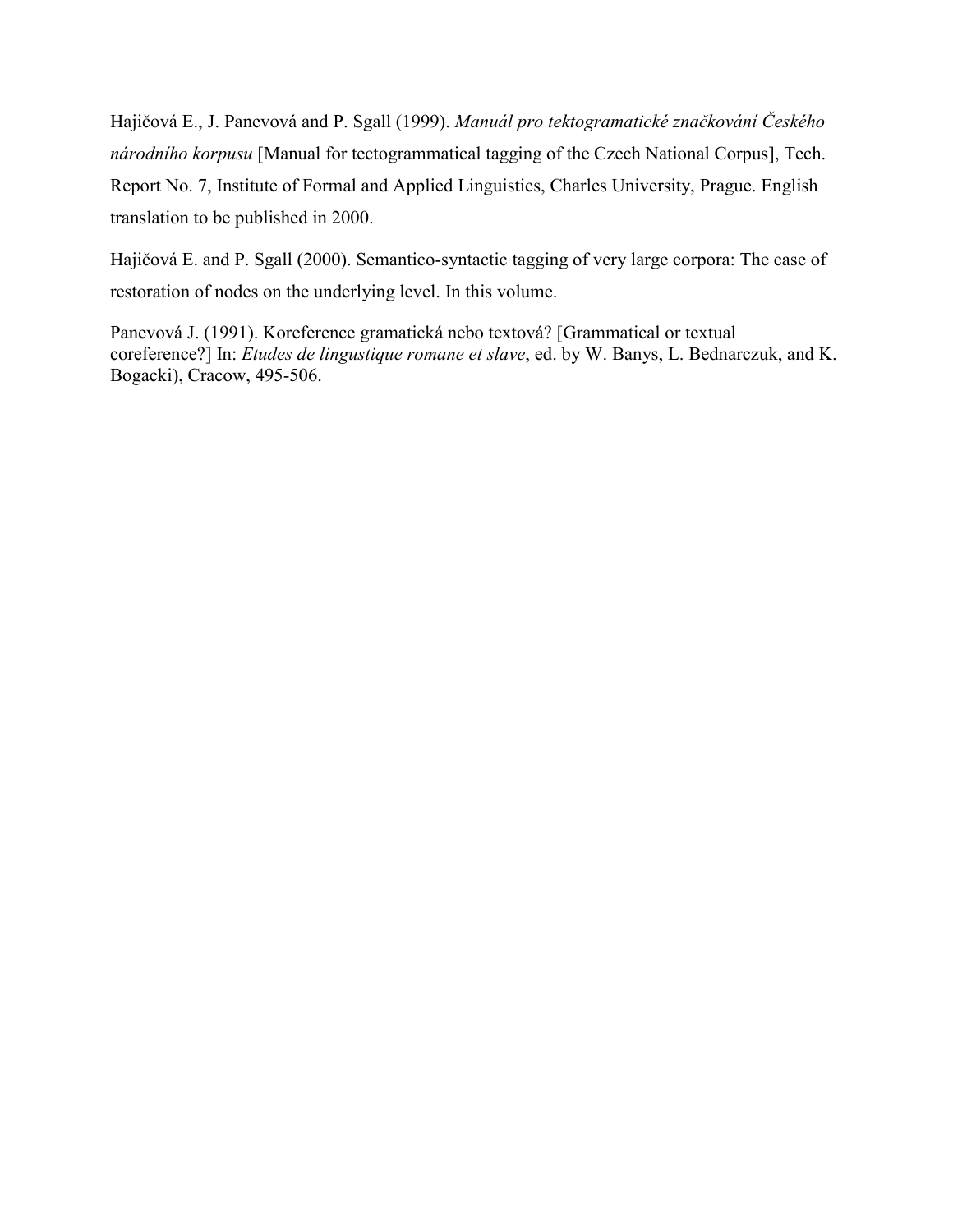Hajičová E., J. Panevová and P. Sgall (1999). *Manuál pro tektogramatické značkování Českého národního korpusu* [Manual for tectogrammatical tagging of the Czech National Corpus], Tech. Report No. 7, Institute of Formal and Applied Linguistics, Charles University, Prague. English translation to be published in 2000.

Hajičová E. and P. Sgall (2000). Semantico-syntactic tagging of very large corpora: The case of restoration of nodes on the underlying level. In this volume.

Panevová J. (1991). Koreference gramatická nebo textová? [Grammatical or textual coreference?] In: *Etudes de lingustique romane et slave*, ed. by W. Banys, L. Bednarczuk, and K. Bogacki), Cracow, 495-506.